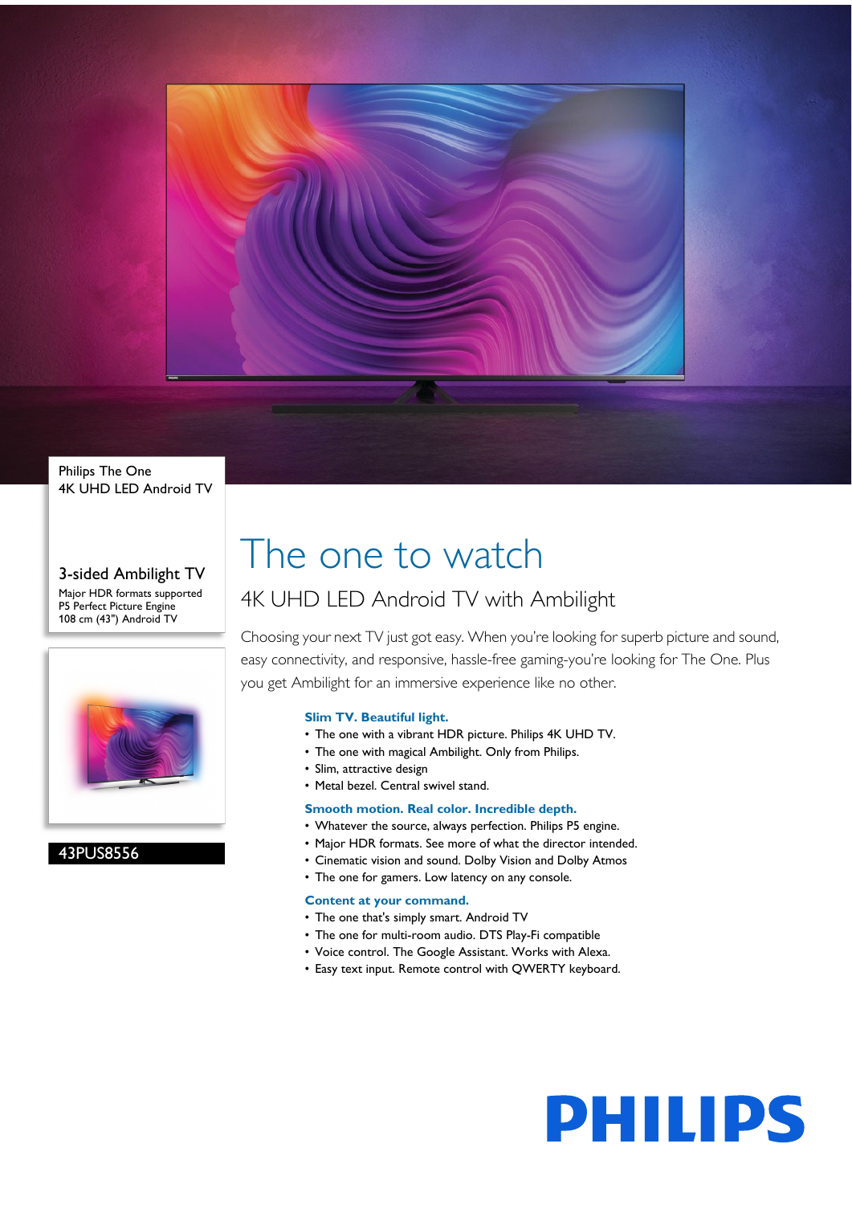Philips The One
4K UHD LED Android TV

## 3-sided Ambilight TV

Major HDR formats supported
P5 Perfect Picture Engine
108 cm (43") Android TV

**43PUS8556**

# The one to watch

## 4K UHD LED Android TV with Ambilight

Choosing your next TV just got easy. When you're looking for superb picture and sound, easy connectivity, and responsive, hassle-free gaming-you're looking for The One. Plus you get Ambilight for an immersive experience like no other.

### Slim TV. Beautiful light.

- The one with a vibrant HDR picture. Philips 4K UHD TV.
- The one with magical Ambilight. Only from Philips.
- Slim, attractive design
- Metal bezel. Central swivel stand.

### Smooth motion. Real color. Incredible depth.

- Whatever the source, always perfection. Philips P5 engine.
- Major HDR formats. See more of what the director intended.
- Cinematic vision and sound. Dolby Vision and Dolby Atmos
- The one for gamers. Low latency on any console.

### Content at your command.

- The one that's simply smart. Android TV
- The one for multi-room audio. DTS Play-Fi compatible
- Voice control. The Google Assistant. Works with Alexa.
- Easy text input. Remote control with QWERTY keyboard.

PHILIPS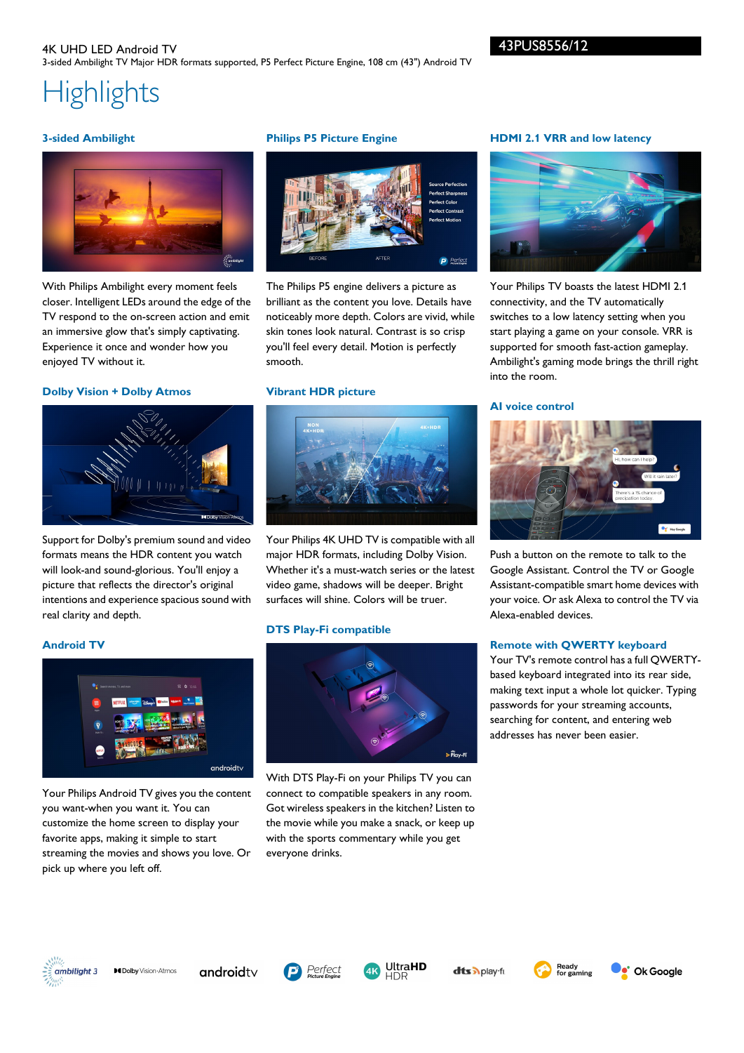4K UHD LED Android TV

3-sided Ambilight TV Major HDR formats supported, P5 Perfect Picture Engine, 108 cm (43") Android TV

43PUS8556/12

# Highlights

### 3-sided Ambilight

With Philips Ambilight every moment feels closer. Intelligent LEDs around the edge of the TV respond to the on-screen action and emit an immersive glow that's simply captivating. Experience it once and wonder how you enjoyed TV without it.

### Dolby Vision + Dolby Atmos

Support for Dolby's premium sound and video formats means the HDR content you watch will look-and sound-glorious. You'll enjoy a picture that reflects the director's original intentions and experience spacious sound with real clarity and depth.

### Android TV

Your Philips Android TV gives you the content you want-when you want it. You can customize the home screen to display your favorite apps, making it simple to start streaming the movies and shows you love. Or pick up where you left off.

### Philips P5 Picture Engine

The Philips P5 engine delivers a picture as brilliant as the content you love. Details have noticeably more depth. Colors are vivid, while skin tones look natural. Contrast is so crisp you'll feel every detail. Motion is perfectly smooth.

### Vibrant HDR picture

Your Philips 4K UHD TV is compatible with all major HDR formats, including Dolby Vision. Whether it's a must-watch series or the latest video game, shadows will be deeper. Bright surfaces will shine. Colors will be truer.

### DTS Play-Fi compatible

With DTS Play-Fi on your Philips TV you can connect to compatible speakers in any room. Got wireless speakers in the kitchen? Listen to the movie while you make a snack, or keep up with the sports commentary while you get everyone drinks.

### HDMI 2.1 VRR and low latency

Your Philips TV boasts the latest HDMI 2.1 connectivity, and the TV automatically switches to a low latency setting when you start playing a game on your console. VRR is supported for smooth fast-action gameplay. Ambilight's gaming mode brings the thrill right into the room.

### AI voice control

Push a button on the remote to talk to the Google Assistant. Control the TV or Google Assistant-compatible smart home devices with your voice. Or ask Alexa to control the TV via Alexa-enabled devices.

### Remote with QWERTY keyboard

Your TV's remote control has a full QWERTY-based keyboard integrated into its rear side, making text input a whole lot quicker. Typing passwords for your streaming accounts, searching for content, and entering web addresses has never been easier.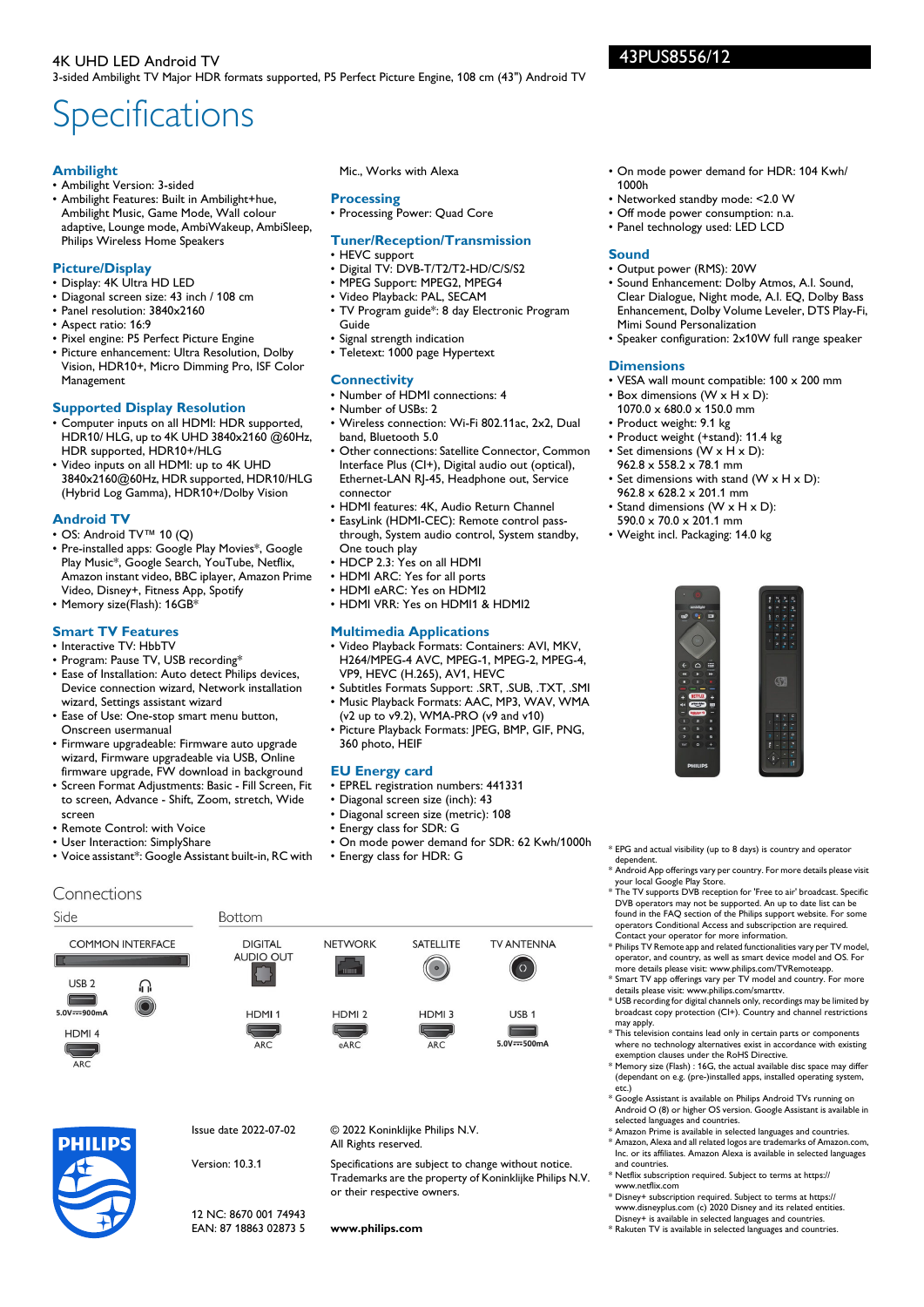# 4K UHD LED Android TV

3-sided Ambilight TV Major HDR formats supported, P5 Perfect Picture Engine, 108 cm (43") Android TV

43PUS8556/12

# Specifications

### Ambilight
- Ambilight Version: 3-sided
- Ambilight Features: Built in Ambilight+hue, Ambilight Music, Game Mode, Wall colour adaptive, Lounge mode, AmbiWakeup, AmbiSleep, Philips Wireless Home Speakers

### Picture/Display
- Display: 4K Ultra HD LED
- Diagonal screen size: 43 inch / 108 cm
- Panel resolution: 3840x2160
- Aspect ratio: 16:9
- Pixel engine: P5 Perfect Picture Engine
- Picture enhancement: Ultra Resolution, Dolby Vision, HDR10+, Micro Dimming Pro, ISF Color Management

### Supported Display Resolution
- Computer inputs on all HDMI: HDR supported, HDR10/ HLG, up to 4K UHD 3840x2160 @60Hz, HDR supported, HDR10+/HLG
- Video inputs on all HDMI: up to 4K UHD 3840x2160@60Hz, HDR supported, HDR10/HLG (Hybrid Log Gamma), HDR10+/Dolby Vision

### Android TV
- OS: Android TV™ 10 (Q)
- Pre-installed apps: Google Play Movies*, Google Play Music*, Google Search, YouTube, Netflix, Amazon instant video, BBC iplayer, Amazon Prime Video, Disney+, Fitness App, Spotify
- Memory size(Flash): 16GB*

### Smart TV Features
- Interactive TV: HbbTV
- Program: Pause TV, USB recording*
- Ease of Installation: Auto detect Philips devices, Device connection wizard, Network installation wizard, Settings assistant wizard
- Ease of Use: One-stop smart menu button, Onscreen usermanual
- Firmware upgradeable: Firmware auto upgrade wizard, Firmware upgradeable via USB, Online firmware upgrade, FW download in background
- Screen Format Adjustments: Basic - Fill Screen, Fit to screen, Advance - Shift, Zoom, stretch, Wide screen
- Remote Control: with Voice
- User Interaction: SimplyShare
- Voice assistant*: Google Assistant built-in, RC with Mic., Works with Alexa

### Processing
- Processing Power: Quad Core

### Tuner/Reception/Transmission
- HEVC support
- Digital TV: DVB-T/T2/T2-HD/C/S/S2
- MPEG Support: MPEG2, MPEG4
- Video Playback: PAL, SECAM
- TV Program guide*: 8 day Electronic Program Guide
- Signal strength indication
- Teletext: 1000 page Hypertext

### Connectivity
- Number of HDMI connections: 4
- Number of USBs: 2
- Wireless connection: Wi-Fi 802.11ac, 2x2, Dual band, Bluetooth 5.0
- Other connections: Satellite Connector, Common Interface Plus (CI+), Digital audio out (optical), Ethernet-LAN RJ-45, Headphone out, Service connector
- HDMI features: 4K, Audio Return Channel
- EasyLink (HDMI-CEC): Remote control pass-through, System audio control, System standby, One touch play
- HDCP 2.3: Yes on all HDMI
- HDMI ARC: Yes for all ports
- HDMI eARC: Yes on HDMI2
- HDMI VRR: Yes on HDMI1 & HDMI2

### Multimedia Applications
- Video Playback Formats: Containers: AVI, MKV, H264/MPEG-4 AVC, MPEG-1, MPEG-2, MPEG-4, VP9, HEVC (H.265), AV1, HEVC
- Subtitles Formats Support: .SRT, .SUB, .TXT, .SMI
- Music Playback Formats: AAC, MP3, WAV, WMA (v2 up to v9.2), WMA-PRO (v9 and v10)
- Picture Playback Formats: JPEG, BMP, GIF, PNG, 360 photo, HEIF

### EU Energy card
- EPREL registration numbers: 441331
- Diagonal screen size (inch): 43
- Diagonal screen size (metric): 108
- Energy class for SDR: G
- On mode power demand for SDR: 62 Kwh/1000h
- Energy class for HDR: G
- On mode power demand for HDR: 104 Kwh/1000h
- Networked standby mode: <2.0 W
- Off mode power consumption: n.a.
- Panel technology used: LED LCD

### Sound
- Output power (RMS): 20W
- Sound Enhancement: Dolby Atmos, A.I. Sound, Clear Dialogue, Night mode, A.I. EQ, Dolby Bass Enhancement, Dolby Volume Leveler, DTS Play-Fi, Mimi Sound Personalization
- Speaker configuration: 2x10W full range speaker

### Dimensions
- VESA wall mount compatible: 100 x 200 mm
- Box dimensions (W x H x D): 1070.0 x 680.0 x 150.0 mm
- Product weight: 9.1 kg
- Product weight (+stand): 11.4 kg
- Set dimensions (W x H x D): 962.8 x 558.2 x 78.1 mm
- Set dimensions with stand (W x H x D): 962.8 x 628.2 x 201.1 mm
- Stand dimensions (W x H x D): 590.0 x 70.0 x 201.1 mm
- Weight incl. Packaging: 14.0 kg

## Connections

**Side**

COMMON INTERFACE

USB 2 5.0V⎓900mA

HDMI 4 ARC

**Bottom**

DIGITAL AUDIO OUT

NETWORK

SATELLITE

TV ANTENNA

HDMI 1 ARC

HDMI 2 eARC

HDMI 3 ARC

USB 1 5.0V⎓500mA

* EPG and actual visibility (up to 8 days) is country and operator dependent.
* Android App offerings vary per country. For more details please visit your local Google Play Store.
* The TV supports DVB reception for 'Free to air' broadcast. Specific DVB operators may not be supported. An up to date list can be found in the FAQ section of the Philips support website. For some operators Conditional Access and subscription are required. Contact your operator for more information.
* Philips TV Remote app and related functionalities vary per TV model, operator, and country, as well as smart device model and OS. For more details please visit: www.philips.com/TVRemoteapp.
* Smart TV app offerings vary per TV model and country. For more details please visit: www.philips.com/smarttv.
* USB recording for digital channels only, recordings may be limited by broadcast copy protection (CI+). Country and channel restrictions may apply.
* This television contains lead only in certain parts or components where no technology alternatives exist in accordance with existing exemption clauses under the RoHS Directive.
* Memory size (Flash) : 16G, the actual available disc space may differ (dependant on e.g. (pre-)installed apps, installed operating system, etc.)
* Google Assistant is available on Philips Android TVs running on Android O (8) or higher OS version. Google Assistant is available in selected languages and countries.
* Amazon Prime is available in selected languages and countries.
* Amazon, Alexa and all related logos are trademarks of Amazon.com, Inc. or its affiliates. Amazon Alexa is available in selected languages and countries.
* Netflix subscription required. Subject to terms at https://www.netflix.com
* Disney+ subscription required. Subject to terms at https://www.disneyplus.com (c) 2020 Disney and its related entities. Disney+ is available in selected languages and countries.
* Rakuten TV is available in selected languages and countries.

Issue date 2022-07-02

Version: 10.3.1

12 NC: 8670 001 74943

EAN: 87 18863 02873 5

© 2022 Koninklijke Philips N.V.
All Rights reserved.

Specifications are subject to change without notice. Trademarks are the property of Koninklijke Philips N.V. or their respective owners.

www.philips.com